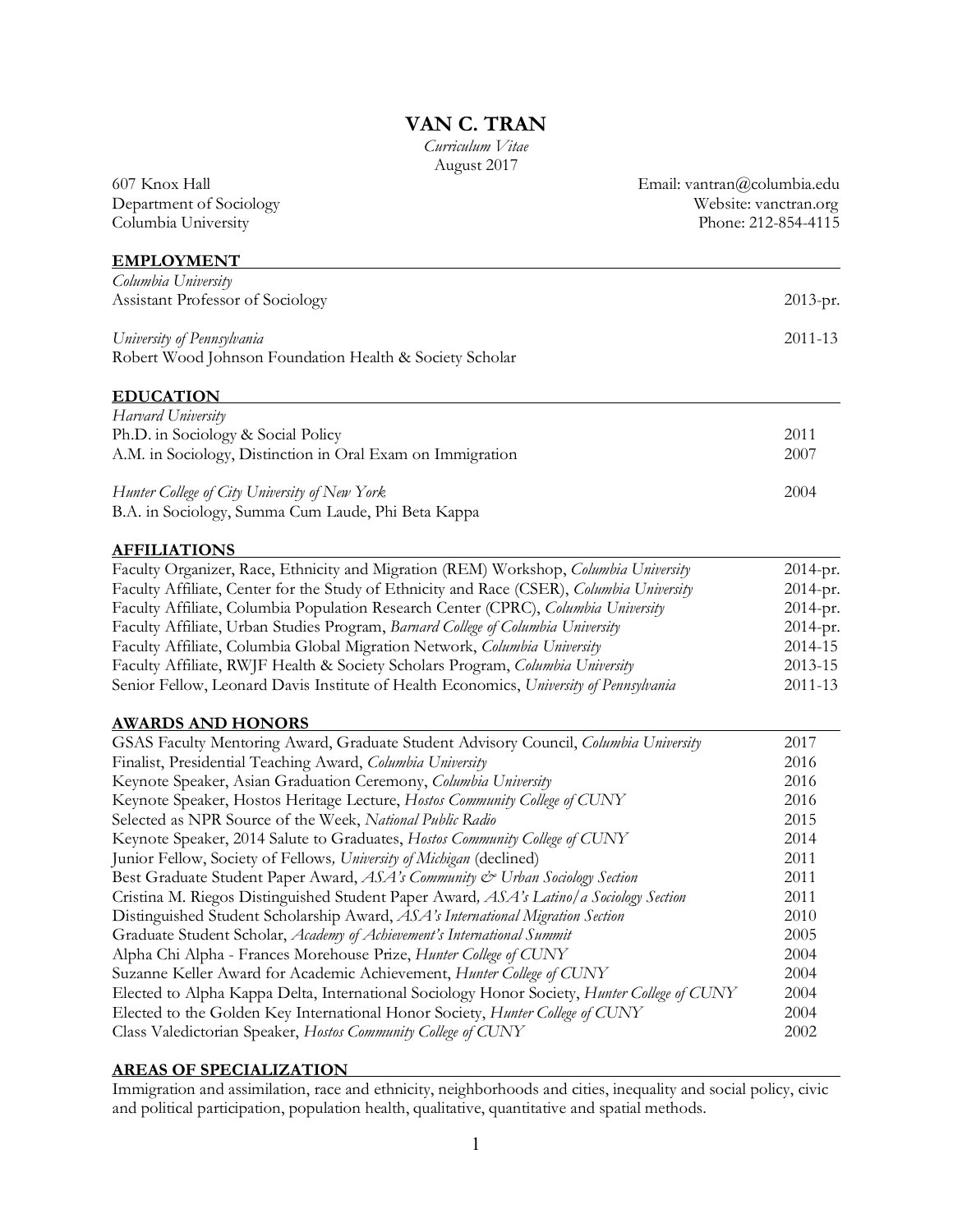# VAN C. TRAN

*Curriculum Vitae*
August 2017

607 Knox Hall
Department of Sociology
Columbia University

Email: vantran@columbia.edu
Website: vanctran.org
Phone: 212-854-4115

## EMPLOYMENT

*Columbia University*
Assistant Professor of Sociology — 2013-pr.

*University of Pennsylvania* — 2011-13
Robert Wood Johnson Foundation Health & Society Scholar

## EDUCATION

*Harvard University*
Ph.D. in Sociology & Social Policy — 2011
A.M. in Sociology, Distinction in Oral Exam on Immigration — 2007

*Hunter College of City University of New York* — 2004
B.A. in Sociology, Summa Cum Laude, Phi Beta Kappa

## AFFILIATIONS

| | |
|---|---|
| Faculty Organizer, Race, Ethnicity and Migration (REM) Workshop, *Columbia University* | 2014-pr. |
| Faculty Affiliate, Center for the Study of Ethnicity and Race (CSER), *Columbia University* | 2014-pr. |
| Faculty Affiliate, Columbia Population Research Center (CPRC), *Columbia University* | 2014-pr. |
| Faculty Affiliate, Urban Studies Program, *Barnard College of Columbia University* | 2014-pr. |
| Faculty Affiliate, Columbia Global Migration Network, *Columbia University* | 2014-15 |
| Faculty Affiliate, RWJF Health & Society Scholars Program, *Columbia University* | 2013-15 |
| Senior Fellow, Leonard Davis Institute of Health Economics, *University of Pennsylvania* | 2011-13 |

## AWARDS AND HONORS

| | |
|---|---|
| GSAS Faculty Mentoring Award, Graduate Student Advisory Council, *Columbia University* | 2017 |
| Finalist, Presidential Teaching Award, *Columbia University* | 2016 |
| Keynote Speaker, Asian Graduation Ceremony, *Columbia University* | 2016 |
| Keynote Speaker, Hostos Heritage Lecture, *Hostos Community College of CUNY* | 2016 |
| Selected as NPR Source of the Week, *National Public Radio* | 2015 |
| Keynote Speaker, 2014 Salute to Graduates, *Hostos Community College of CUNY* | 2014 |
| Junior Fellow, Society of Fellows, *University of Michigan* (declined) | 2011 |
| Best Graduate Student Paper Award, *ASA's Community & Urban Sociology Section* | 2011 |
| Cristina M. Riegos Distinguished Student Paper Award, *ASA's Latino/a Sociology Section* | 2011 |
| Distinguished Student Scholarship Award, *ASA's International Migration Section* | 2010 |
| Graduate Student Scholar, *Academy of Achievement's International Summit* | 2005 |
| Alpha Chi Alpha - Frances Morehouse Prize, *Hunter College of CUNY* | 2004 |
| Suzanne Keller Award for Academic Achievement, *Hunter College of CUNY* | 2004 |
| Elected to Alpha Kappa Delta, International Sociology Honor Society, *Hunter College of CUNY* | 2004 |
| Elected to the Golden Key International Honor Society, *Hunter College of CUNY* | 2004 |
| Class Valedictorian Speaker, *Hostos Community College of CUNY* | 2002 |

## AREAS OF SPECIALIZATION

Immigration and assimilation, race and ethnicity, neighborhoods and cities, inequality and social policy, civic and political participation, population health, qualitative, quantitative and spatial methods.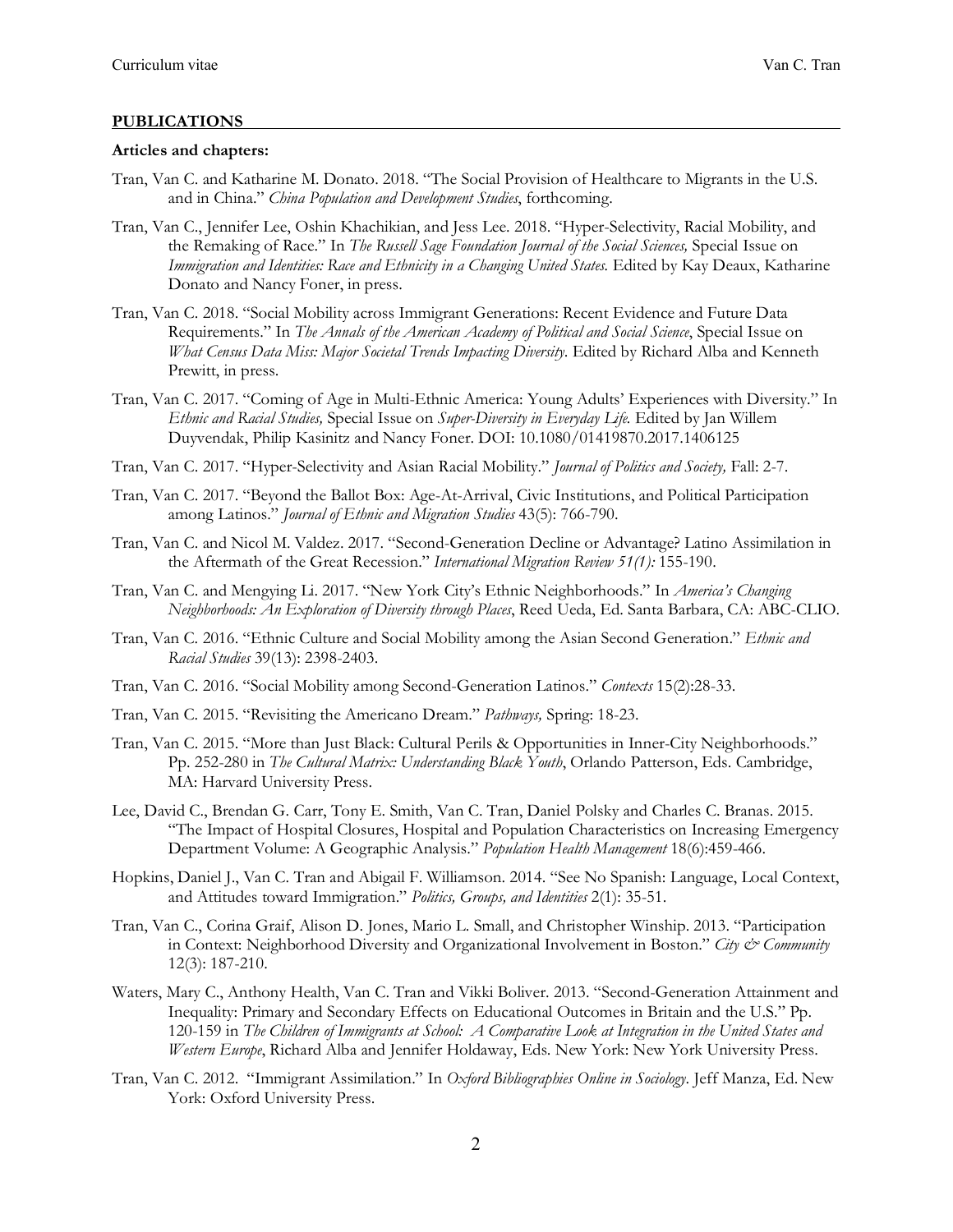## PUBLICATIONS

**Articles and chapters:**

Tran, Van C. and Katharine M. Donato. 2018. "The Social Provision of Healthcare to Migrants in the U.S. and in China." *China Population and Development Studies*, forthcoming.

Tran, Van C., Jennifer Lee, Oshin Khachikian, and Jess Lee. 2018. "Hyper-Selectivity, Racial Mobility, and the Remaking of Race." In *The Russell Sage Foundation Journal of the Social Sciences,* Special Issue on *Immigration and Identities: Race and Ethnicity in a Changing United States.* Edited by Kay Deaux, Katharine Donato and Nancy Foner, in press.

Tran, Van C. 2018. "Social Mobility across Immigrant Generations: Recent Evidence and Future Data Requirements." In *The Annals of the American Academy of Political and Social Science*, Special Issue on *What Census Data Miss: Major Societal Trends Impacting Diversity.* Edited by Richard Alba and Kenneth Prewitt, in press.

Tran, Van C. 2017. "Coming of Age in Multi-Ethnic America: Young Adults' Experiences with Diversity." In *Ethnic and Racial Studies,* Special Issue on *Super-Diversity in Everyday Life.* Edited by Jan Willem Duyvendak, Philip Kasinitz and Nancy Foner. DOI: 10.1080/01419870.2017.1406125

Tran, Van C. 2017. "Hyper-Selectivity and Asian Racial Mobility." *Journal of Politics and Society,* Fall: 2-7.

Tran, Van C. 2017. "Beyond the Ballot Box: Age-At-Arrival, Civic Institutions, and Political Participation among Latinos." *Journal of Ethnic and Migration Studies* 43(5): 766-790.

Tran, Van C. and Nicol M. Valdez. 2017. "Second-Generation Decline or Advantage? Latino Assimilation in the Aftermath of the Great Recession." *International Migration Review 51(1):* 155-190.

Tran, Van C. and Mengying Li. 2017. "New York City's Ethnic Neighborhoods." In *America's Changing Neighborhoods: An Exploration of Diversity through Places*, Reed Ueda, Ed. Santa Barbara, CA: ABC-CLIO.

Tran, Van C. 2016. "Ethnic Culture and Social Mobility among the Asian Second Generation." *Ethnic and Racial Studies* 39(13): 2398-2403.

Tran, Van C. 2016. "Social Mobility among Second-Generation Latinos." *Contexts* 15(2):28-33.

Tran, Van C. 2015. "Revisiting the Americano Dream." *Pathways,* Spring: 18-23.

Tran, Van C. 2015. "More than Just Black: Cultural Perils & Opportunities in Inner-City Neighborhoods." Pp. 252-280 in *The Cultural Matrix: Understanding Black Youth*, Orlando Patterson, Eds. Cambridge, MA: Harvard University Press.

Lee, David C., Brendan G. Carr, Tony E. Smith, Van C. Tran, Daniel Polsky and Charles C. Branas. 2015. "The Impact of Hospital Closures, Hospital and Population Characteristics on Increasing Emergency Department Volume: A Geographic Analysis." *Population Health Management* 18(6):459-466.

Hopkins, Daniel J., Van C. Tran and Abigail F. Williamson. 2014. "See No Spanish: Language, Local Context, and Attitudes toward Immigration." *Politics, Groups, and Identities* 2(1): 35-51.

Tran, Van C., Corina Graif, Alison D. Jones, Mario L. Small, and Christopher Winship. 2013. "Participation in Context: Neighborhood Diversity and Organizational Involvement in Boston." *City & Community* 12(3): 187-210.

Waters, Mary C., Anthony Health, Van C. Tran and Vikki Boliver. 2013. "Second-Generation Attainment and Inequality: Primary and Secondary Effects on Educational Outcomes in Britain and the U.S." Pp. 120-159 in *The Children of Immigrants at School: A Comparative Look at Integration in the United States and Western Europe*, Richard Alba and Jennifer Holdaway, Eds. New York: New York University Press.

Tran, Van C. 2012. "Immigrant Assimilation." In *Oxford Bibliographies Online in Sociology*. Jeff Manza, Ed. New York: Oxford University Press.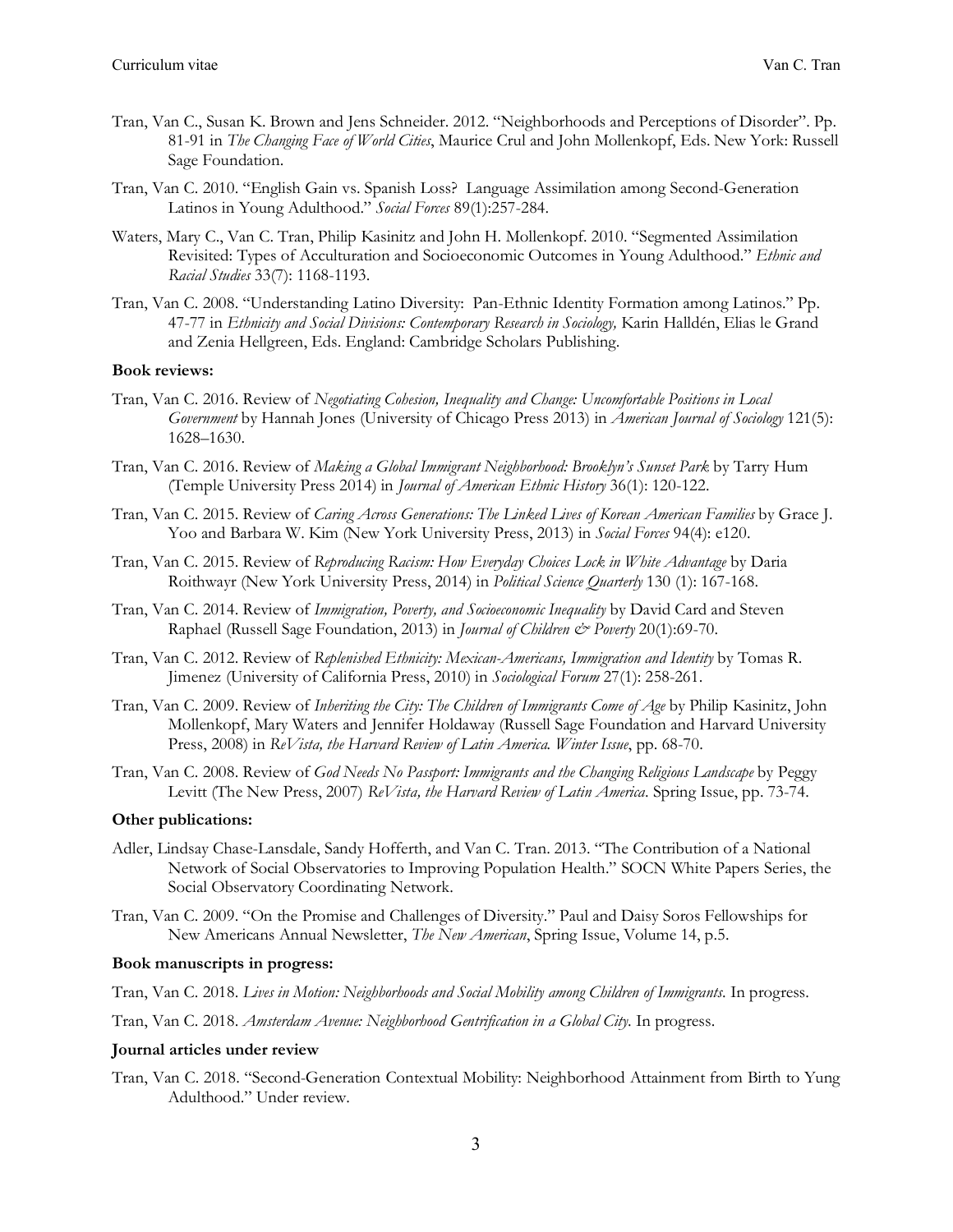Tran, Van C., Susan K. Brown and Jens Schneider. 2012. "Neighborhoods and Perceptions of Disorder". Pp. 81-91 in *The Changing Face of World Cities*, Maurice Crul and John Mollenkopf, Eds. New York: Russell Sage Foundation.

Tran, Van C. 2010. "English Gain vs. Spanish Loss? Language Assimilation among Second-Generation Latinos in Young Adulthood." *Social Forces* 89(1):257-284.

Waters, Mary C., Van C. Tran, Philip Kasinitz and John H. Mollenkopf. 2010. "Segmented Assimilation Revisited: Types of Acculturation and Socioeconomic Outcomes in Young Adulthood." *Ethnic and Racial Studies* 33(7): 1168-1193.

Tran, Van C. 2008. "Understanding Latino Diversity: Pan-Ethnic Identity Formation among Latinos." Pp. 47-77 in *Ethnicity and Social Divisions: Contemporary Research in Sociology,* Karin Halldén, Elias le Grand and Zenia Hellgreen, Eds. England: Cambridge Scholars Publishing.

**Book reviews:**

Tran, Van C. 2016. Review of *Negotiating Cohesion, Inequality and Change: Uncomfortable Positions in Local Government* by Hannah Jones (University of Chicago Press 2013) in *American Journal of Sociology* 121(5): 1628–1630.

Tran, Van C. 2016. Review of *Making a Global Immigrant Neighborhood: Brooklyn's Sunset Park* by Tarry Hum (Temple University Press 2014) in *Journal of American Ethnic History* 36(1): 120-122.

Tran, Van C. 2015. Review of *Caring Across Generations: The Linked Lives of Korean American Families* by Grace J. Yoo and Barbara W. Kim (New York University Press, 2013) in *Social Forces* 94(4): e120.

Tran, Van C. 2015. Review of *Reproducing Racism: How Everyday Choices Lock in White Advantage* by Daria Roithwayr (New York University Press, 2014) in *Political Science Quarterly* 130 (1): 167-168.

Tran, Van C. 2014. Review of *Immigration, Poverty, and Socioeconomic Inequality* by David Card and Steven Raphael (Russell Sage Foundation, 2013) in *Journal of Children & Poverty* 20(1):69-70.

Tran, Van C. 2012. Review of *Replenished Ethnicity: Mexican-Americans, Immigration and Identity* by Tomas R. Jimenez (University of California Press, 2010) in *Sociological Forum* 27(1): 258-261.

Tran, Van C. 2009. Review of *Inheriting the City: The Children of Immigrants Come of Age* by Philip Kasinitz, John Mollenkopf, Mary Waters and Jennifer Holdaway (Russell Sage Foundation and Harvard University Press, 2008) in *ReVista, the Harvard Review of Latin America. Winter Issue*, pp. 68-70.

Tran, Van C. 2008. Review of *God Needs No Passport: Immigrants and the Changing Religious Landscape* by Peggy Levitt (The New Press, 2007) *ReVista, the Harvard Review of Latin America*. Spring Issue, pp. 73-74.

**Other publications:**

Adler, Lindsay Chase-Lansdale, Sandy Hofferth, and Van C. Tran. 2013. "The Contribution of a National Network of Social Observatories to Improving Population Health." SOCN White Papers Series, the Social Observatory Coordinating Network.

Tran, Van C. 2009. "On the Promise and Challenges of Diversity." Paul and Daisy Soros Fellowships for New Americans Annual Newsletter, *The New American*, Spring Issue, Volume 14, p.5.

**Book manuscripts in progress:**

Tran, Van C. 2018. *Lives in Motion: Neighborhoods and Social Mobility among Children of Immigrants*. In progress.

Tran, Van C. 2018. *Amsterdam Avenue: Neighborhood Gentrification in a Global City*. In progress.

**Journal articles under review**

Tran, Van C. 2018. "Second-Generation Contextual Mobility: Neighborhood Attainment from Birth to Yung Adulthood." Under review.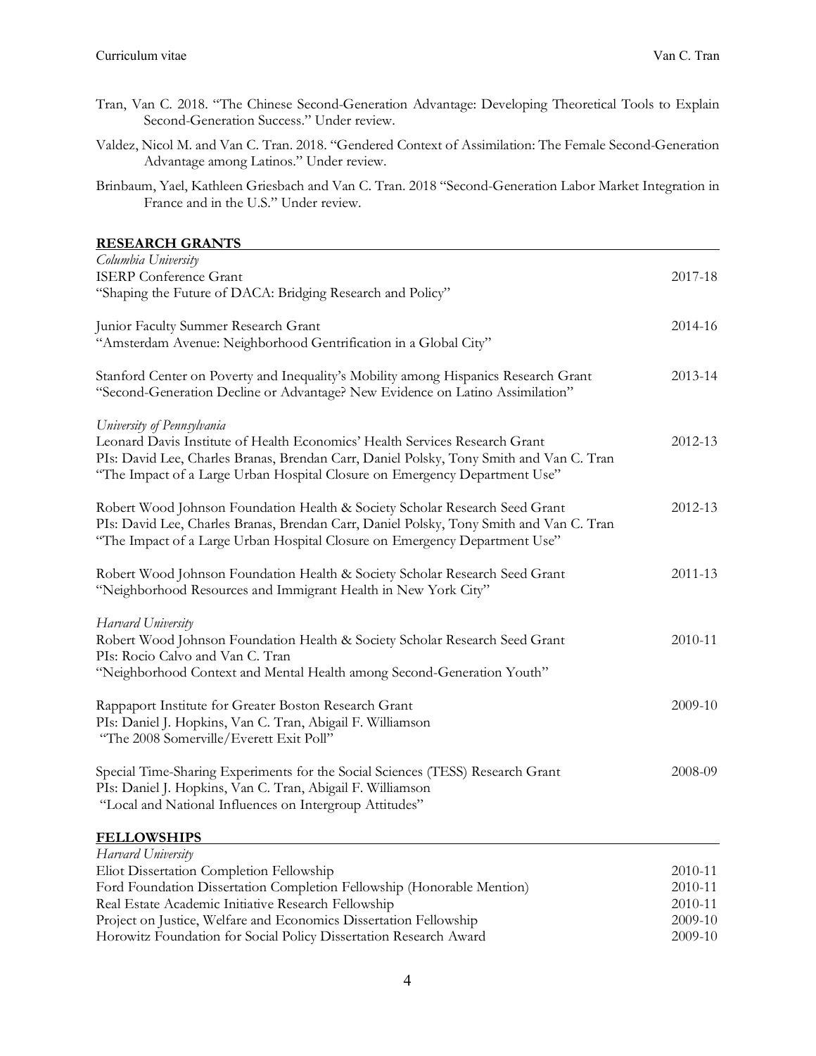Tran, Van C. 2018. "The Chinese Second-Generation Advantage: Developing Theoretical Tools to Explain Second-Generation Success." Under review.

Valdez, Nicol M. and Van C. Tran. 2018. "Gendered Context of Assimilation: The Female Second-Generation Advantage among Latinos." Under review.

Brinbaum, Yael, Kathleen Griesbach and Van C. Tran. 2018 "Second-Generation Labor Market Integration in France and in the U.S." Under review.

## RESEARCH GRANTS

*Columbia University*

ISERP Conference Grant — 2017-18
"Shaping the Future of DACA: Bridging Research and Policy"

Junior Faculty Summer Research Grant — 2014-16
"Amsterdam Avenue: Neighborhood Gentrification in a Global City"

Stanford Center on Poverty and Inequality's Mobility among Hispanics Research Grant — 2013-14
"Second-Generation Decline or Advantage? New Evidence on Latino Assimilation"

*University of Pennsylvania*

Leonard Davis Institute of Health Economics' Health Services Research Grant — 2012-13
PIs: David Lee, Charles Branas, Brendan Carr, Daniel Polsky, Tony Smith and Van C. Tran
"The Impact of a Large Urban Hospital Closure on Emergency Department Use"

Robert Wood Johnson Foundation Health & Society Scholar Research Seed Grant — 2012-13
PIs: David Lee, Charles Branas, Brendan Carr, Daniel Polsky, Tony Smith and Van C. Tran
"The Impact of a Large Urban Hospital Closure on Emergency Department Use"

Robert Wood Johnson Foundation Health & Society Scholar Research Seed Grant — 2011-13
"Neighborhood Resources and Immigrant Health in New York City"

*Harvard University*

Robert Wood Johnson Foundation Health & Society Scholar Research Seed Grant — 2010-11
PIs: Rocio Calvo and Van C. Tran
"Neighborhood Context and Mental Health among Second-Generation Youth"

Rappaport Institute for Greater Boston Research Grant — 2009-10
PIs: Daniel J. Hopkins, Van C. Tran, Abigail F. Williamson
"The 2008 Somerville/Everett Exit Poll"

Special Time-Sharing Experiments for the Social Sciences (TESS) Research Grant — 2008-09
PIs: Daniel J. Hopkins, Van C. Tran, Abigail F. Williamson
"Local and National Influences on Intergroup Attitudes"

## FELLOWSHIPS

*Harvard University*

| | |
|---|---|
| Eliot Dissertation Completion Fellowship | 2010-11 |
| Ford Foundation Dissertation Completion Fellowship (Honorable Mention) | 2010-11 |
| Real Estate Academic Initiative Research Fellowship | 2010-11 |
| Project on Justice, Welfare and Economics Dissertation Fellowship | 2009-10 |
| Horowitz Foundation for Social Policy Dissertation Research Award | 2009-10 |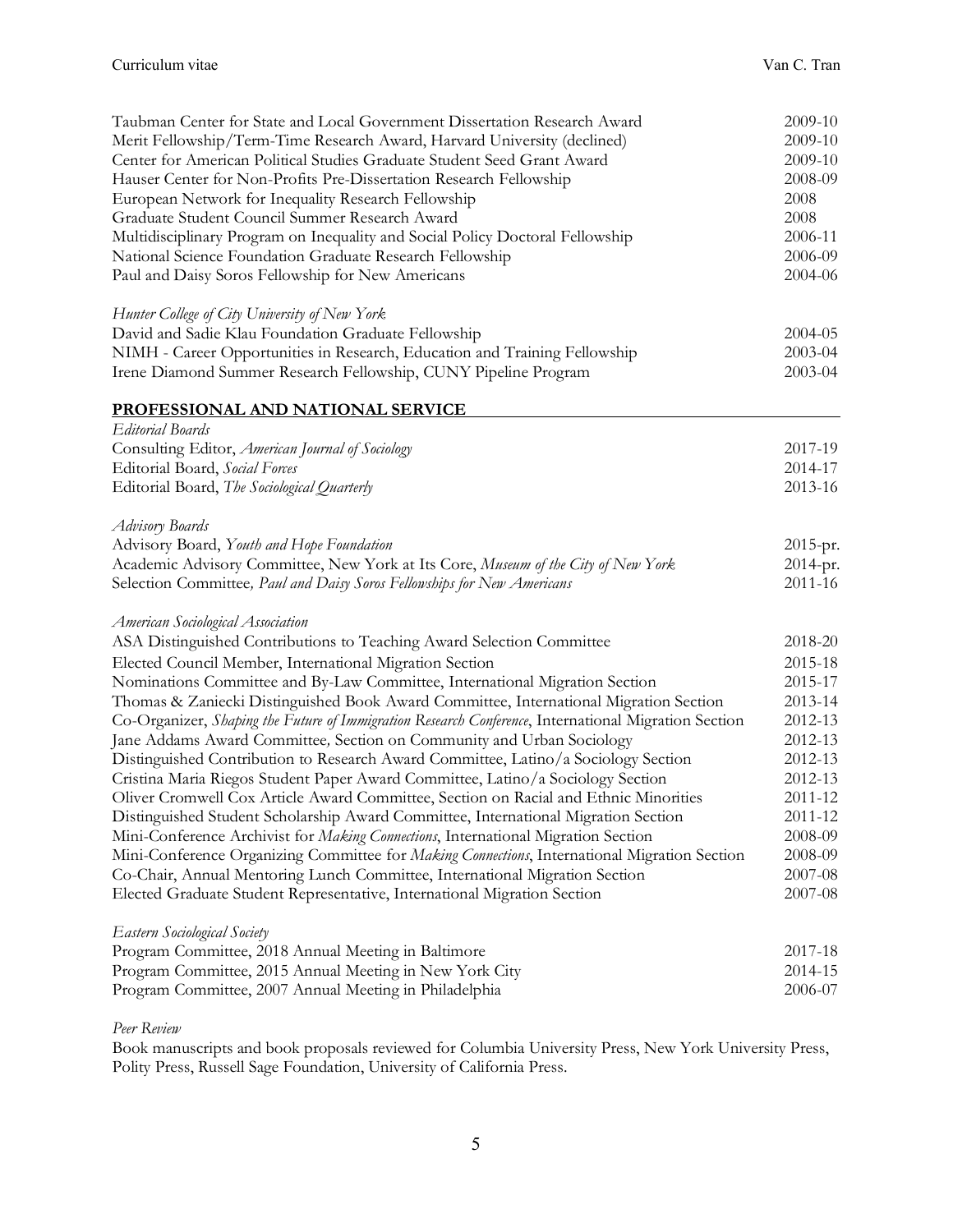Taubman Center for State and Local Government Dissertation Research Award 2009-10
Merit Fellowship/Term-Time Research Award, Harvard University (declined) 2009-10
Center for American Political Studies Graduate Student Seed Grant Award 2009-10
Hauser Center for Non-Profits Pre-Dissertation Research Fellowship 2008-09
European Network for Inequality Research Fellowship 2008
Graduate Student Council Summer Research Award 2008
Multidisciplinary Program on Inequality and Social Policy Doctoral Fellowship 2006-11
National Science Foundation Graduate Research Fellowship 2006-09
Paul and Daisy Soros Fellowship for New Americans 2004-06

*Hunter College of City University of New York*
David and Sadie Klau Foundation Graduate Fellowship 2004-05
NIMH - Career Opportunities in Research, Education and Training Fellowship 2003-04
Irene Diamond Summer Research Fellowship, CUNY Pipeline Program 2003-04

## PROFESSIONAL AND NATIONAL SERVICE

*Editorial Boards*
Consulting Editor, *American Journal of Sociology* 2017-19
Editorial Board, *Social Forces* 2014-17
Editorial Board, *The Sociological Quarterly* 2013-16

*Advisory Boards*
Advisory Board, *Youth and Hope Foundation* 2015-pr.
Academic Advisory Committee, New York at Its Core, *Museum of the City of New York* 2014-pr.
Selection Committee, *Paul and Daisy Soros Fellowships for New Americans* 2011-16

*American Sociological Association*
ASA Distinguished Contributions to Teaching Award Selection Committee 2018-20
Elected Council Member, International Migration Section 2015-18
Nominations Committee and By-Law Committee, International Migration Section 2015-17
Thomas & Zaniecki Distinguished Book Award Committee, International Migration Section 2013-14
Co-Organizer, *Shaping the Future of Immigration Research Conference*, International Migration Section 2012-13
Jane Addams Award Committee, Section on Community and Urban Sociology 2012-13
Distinguished Contribution to Research Award Committee, Latino/a Sociology Section 2012-13
Cristina Maria Riegos Student Paper Award Committee, Latino/a Sociology Section 2012-13
Oliver Cromwell Cox Article Award Committee, Section on Racial and Ethnic Minorities 2011-12
Distinguished Student Scholarship Award Committee, International Migration Section 2011-12
Mini-Conference Archivist for *Making Connections*, International Migration Section 2008-09
Mini-Conference Organizing Committee for *Making Connections*, International Migration Section 2008-09
Co-Chair, Annual Mentoring Lunch Committee, International Migration Section 2007-08
Elected Graduate Student Representative, International Migration Section 2007-08

*Eastern Sociological Society*
Program Committee, 2018 Annual Meeting in Baltimore 2017-18
Program Committee, 2015 Annual Meeting in New York City 2014-15
Program Committee, 2007 Annual Meeting in Philadelphia 2006-07

*Peer Review*
Book manuscripts and book proposals reviewed for Columbia University Press, New York University Press, Polity Press, Russell Sage Foundation, University of California Press.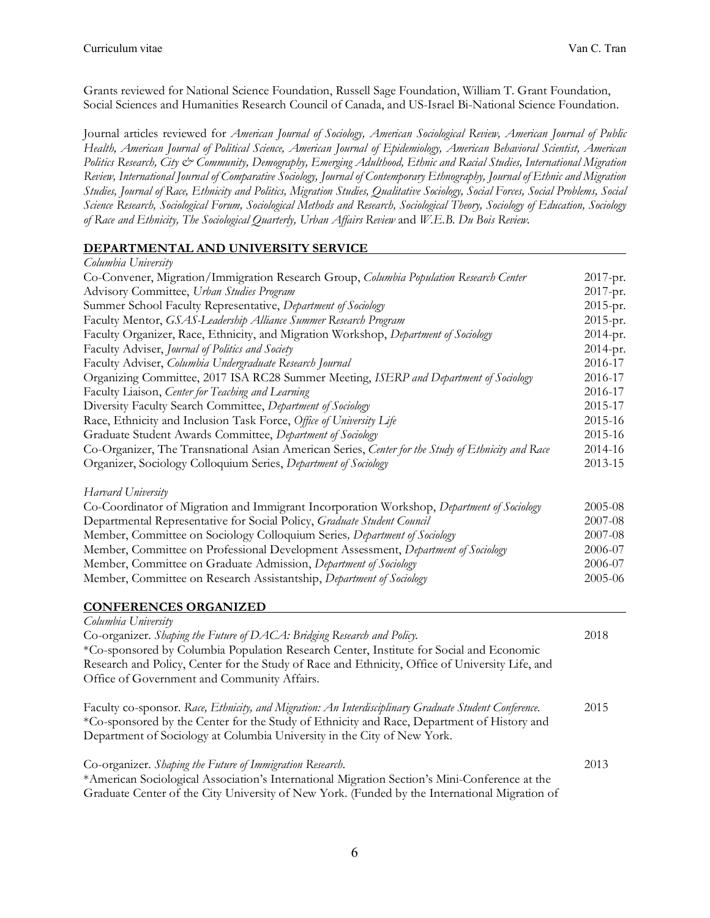Grants reviewed for National Science Foundation, Russell Sage Foundation, William T. Grant Foundation, Social Sciences and Humanities Research Council of Canada, and US-Israel Bi-National Science Foundation.

Journal articles reviewed for *American Journal of Sociology, American Sociological Review, American Journal of Public Health, American Journal of Political Science, American Journal of Epidemiology, American Behavioral Scientist, American Politics Research, City & Community, Demography, Emerging Adulthood, Ethnic and Racial Studies, International Migration Review, International Journal of Comparative Sociology, Journal of Contemporary Ethnography, Journal of Ethnic and Migration Studies, Journal of Race, Ethnicity and Politics, Migration Studies, Qualitative Sociology, Social Forces, Social Problems, Social Science Research, Sociological Forum, Sociological Methods and Research, Sociological Theory, Sociology of Education, Sociology of Race and Ethnicity, The Sociological Quarterly, Urban Affairs Review* and *W.E.B. Du Bois Review.*

## DEPARTMENTAL AND UNIVERSITY SERVICE

*Columbia University*

| | |
|---|---|
| Co-Convener, Migration/Immigration Research Group, *Columbia Population Research Center* | 2017-pr. |
| Advisory Committee, *Urban Studies Program* | 2017-pr. |
| Summer School Faculty Representative, *Department of Sociology* | 2015-pr. |
| Faculty Mentor, *GSAS-Leadership Alliance Summer Research Program* | 2015-pr. |
| Faculty Organizer, Race, Ethnicity, and Migration Workshop, *Department of Sociology* | 2014-pr. |
| Faculty Adviser, *Journal of Politics and Society* | 2014-pr. |
| Faculty Adviser, *Columbia Undergraduate Research Journal* | 2016-17 |
| Organizing Committee, 2017 ISA RC28 Summer Meeting, *ISERP and Department of Sociology* | 2016-17 |
| Faculty Liaison, *Center for Teaching and Learning* | 2016-17 |
| Diversity Faculty Search Committee, *Department of Sociology* | 2015-17 |
| Race, Ethnicity and Inclusion Task Force, *Office of University Life* | 2015-16 |
| Graduate Student Awards Committee, *Department of Sociology* | 2015-16 |
| Co-Organizer, The Transnational Asian American Series, *Center for the Study of Ethnicity and Race* | 2014-16 |
| Organizer, Sociology Colloquium Series, *Department of Sociology* | 2013-15 |

*Harvard University*

| | |
|---|---|
| Co-Coordinator of Migration and Immigrant Incorporation Workshop, *Department of Sociology* | 2005-08 |
| Departmental Representative for Social Policy, *Graduate Student Council* | 2007-08 |
| Member, Committee on Sociology Colloquium Series, *Department of Sociology* | 2007-08 |
| Member, Committee on Professional Development Assessment, *Department of Sociology* | 2006-07 |
| Member, Committee on Graduate Admission, *Department of Sociology* | 2006-07 |
| Member, Committee on Research Assistantship, *Department of Sociology* | 2005-06 |

## CONFERENCES ORGANIZED

*Columbia University*

Co-organizer. *Shaping the Future of DACA: Bridging Research and Policy.* — 2018
*Co-sponsored by Columbia Population Research Center, Institute for Social and Economic Research and Policy, Center for the Study of Race and Ethnicity, Office of University Life, and Office of Government and Community Affairs.

Faculty co-sponsor. *Race, Ethnicity, and Migration: An Interdisciplinary Graduate Student Conference.* — 2015
*Co-sponsored by the Center for the Study of Ethnicity and Race, Department of History and Department of Sociology at Columbia University in the City of New York.

Co-organizer. *Shaping the Future of Immigration Research.* — 2013
*American Sociological Association's International Migration Section's Mini-Conference at the Graduate Center of the City University of New York. (Funded by the International Migration of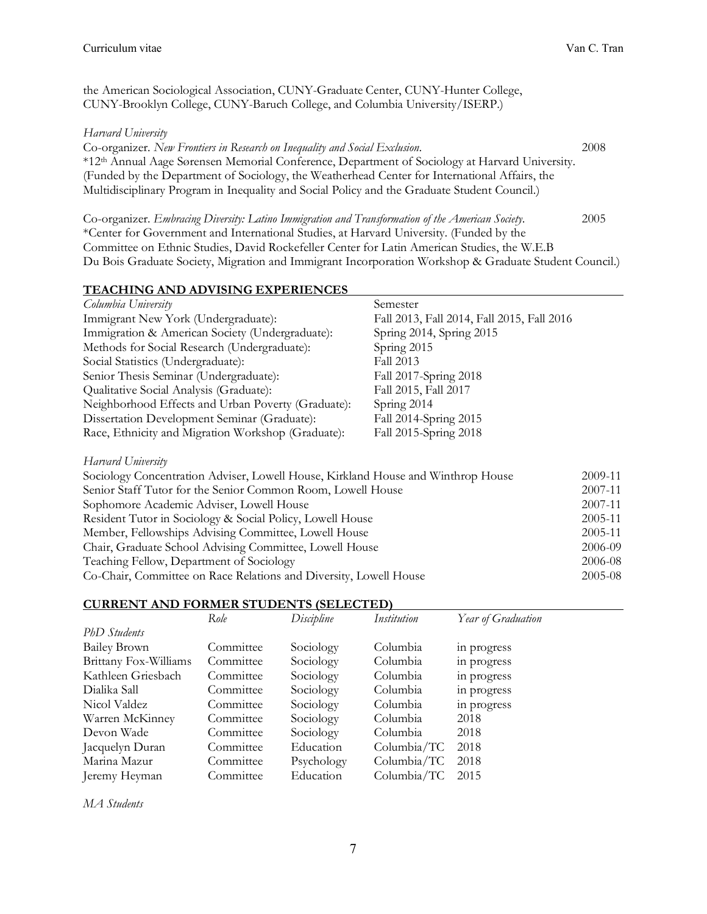the American Sociological Association, CUNY-Graduate Center, CUNY-Hunter College, CUNY-Brooklyn College, CUNY-Baruch College, and Columbia University/ISERP.)

*Harvard University*

Co-organizer. *New Frontiers in Research on Inequality and Social Exclusion.* 2008
*12th Annual Aage Sørensen Memorial Conference, Department of Sociology at Harvard University. (Funded by the Department of Sociology, the Weatherhead Center for International Affairs, the Multidisciplinary Program in Inequality and Social Policy and the Graduate Student Council.)

Co-organizer. *Embracing Diversity: Latino Immigration and Transformation of the American Society.* 2005
*Center for Government and International Studies, at Harvard University. (Funded by the Committee on Ethnic Studies, David Rockefeller Center for Latin American Studies, the W.E.B Du Bois Graduate Society, Migration and Immigrant Incorporation Workshop & Graduate Student Council.)

## TEACHING AND ADVISING EXPERIENCES

| *Columbia University* | Semester |
|---|---|
| Immigrant New York (Undergraduate): | Fall 2013, Fall 2014, Fall 2015, Fall 2016 |
| Immigration & American Society (Undergraduate): | Spring 2014, Spring 2015 |
| Methods for Social Research (Undergraduate): | Spring 2015 |
| Social Statistics (Undergraduate): | Fall 2013 |
| Senior Thesis Seminar (Undergraduate): | Fall 2017-Spring 2018 |
| Qualitative Social Analysis (Graduate): | Fall 2015, Fall 2017 |
| Neighborhood Effects and Urban Poverty (Graduate): | Spring 2014 |
| Dissertation Development Seminar (Graduate): | Fall 2014-Spring 2015 |
| Race, Ethnicity and Migration Workshop (Graduate): | Fall 2015-Spring 2018 |

*Harvard University*

| | |
|---|---|
| Sociology Concentration Adviser, Lowell House, Kirkland House and Winthrop House | 2009-11 |
| Senior Staff Tutor for the Senior Common Room, Lowell House | 2007-11 |
| Sophomore Academic Adviser, Lowell House | 2007-11 |
| Resident Tutor in Sociology & Social Policy, Lowell House | 2005-11 |
| Member, Fellowships Advising Committee, Lowell House | 2005-11 |
| Chair, Graduate School Advising Committee, Lowell House | 2006-09 |
| Teaching Fellow, Department of Sociology | 2006-08 |
| Co-Chair, Committee on Race Relations and Diversity, Lowell House | 2005-08 |

## CURRENT AND FORMER STUDENTS (SELECTED)

| | *Role* | *Discipline* | *Institution* | *Year of Graduation* |
|---|---|---|---|---|
| *PhD Students* | | | | |
| Bailey Brown | Committee | Sociology | Columbia | in progress |
| Brittany Fox-Williams | Committee | Sociology | Columbia | in progress |
| Kathleen Griesbach | Committee | Sociology | Columbia | in progress |
| Dialika Sall | Committee | Sociology | Columbia | in progress |
| Nicol Valdez | Committee | Sociology | Columbia | in progress |
| Warren McKinney | Committee | Sociology | Columbia | 2018 |
| Devon Wade | Committee | Sociology | Columbia | 2018 |
| Jacquelyn Duran | Committee | Education | Columbia/TC | 2018 |
| Marina Mazur | Committee | Psychology | Columbia/TC | 2018 |
| Jeremy Heyman | Committee | Education | Columbia/TC | 2015 |

*MA Students*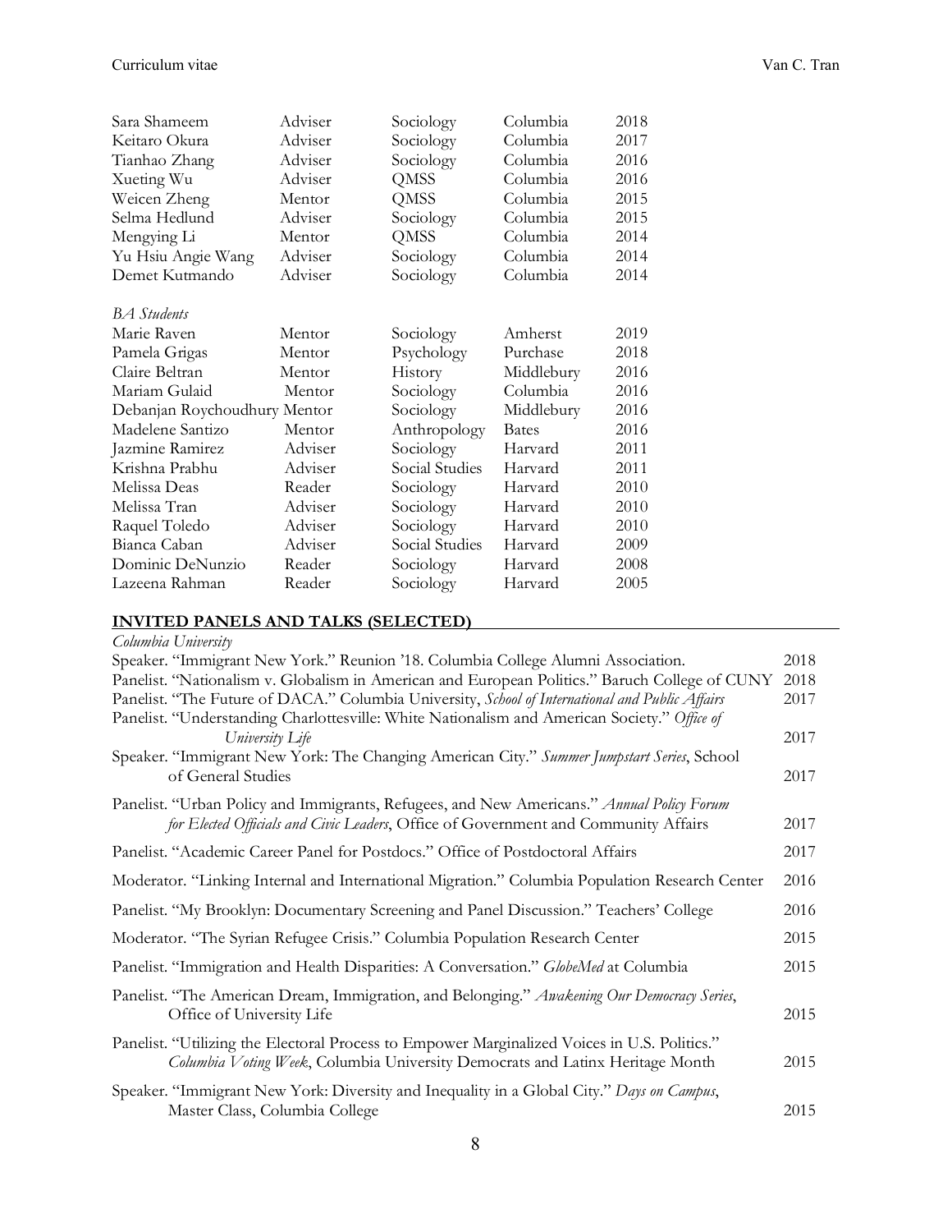| | | | | |
|---|---|---|---|---|
| Sara Shameem | Adviser | Sociology | Columbia | 2018 |
| Keitaro Okura | Adviser | Sociology | Columbia | 2017 |
| Tianhao Zhang | Adviser | Sociology | Columbia | 2016 |
| Xueting Wu | Adviser | QMSS | Columbia | 2016 |
| Weicen Zheng | Mentor | QMSS | Columbia | 2015 |
| Selma Hedlund | Adviser | Sociology | Columbia | 2015 |
| Mengying Li | Mentor | QMSS | Columbia | 2014 |
| Yu Hsiu Angie Wang | Adviser | Sociology | Columbia | 2014 |
| Demet Kutmando | Adviser | Sociology | Columbia | 2014 |
| *BA Students* | | | | |
| Marie Raven | Mentor | Sociology | Amherst | 2019 |
| Pamela Grigas | Mentor | Psychology | Purchase | 2018 |
| Claire Beltran | Mentor | History | Middlebury | 2016 |
| Mariam Gulaid | Mentor | Sociology | Columbia | 2016 |
| Debanjan Roychoudhury | Mentor | Sociology | Middlebury | 2016 |
| Madelene Santizo | Mentor | Anthropology | Bates | 2016 |
| Jazmine Ramirez | Adviser | Sociology | Harvard | 2011 |
| Krishna Prabhu | Adviser | Social Studies | Harvard | 2011 |
| Melissa Deas | Reader | Sociology | Harvard | 2010 |
| Melissa Tran | Adviser | Sociology | Harvard | 2010 |
| Raquel Toledo | Adviser | Sociology | Harvard | 2010 |
| Bianca Caban | Adviser | Social Studies | Harvard | 2009 |
| Dominic DeNunzio | Reader | Sociology | Harvard | 2008 |
| Lazeena Rahman | Reader | Sociology | Harvard | 2005 |

## INVITED PANELS AND TALKS (SELECTED)

*Columbia University*

| | |
|---|---|
| Speaker. "Immigrant New York." Reunion '18. Columbia College Alumni Association. | 2018 |
| Panelist. "Nationalism v. Globalism in American and European Politics." Baruch College of CUNY | 2018 |
| Panelist. "The Future of DACA." Columbia University, *School of International and Public Affairs* | 2017 |
| Panelist. "Understanding Charlottesville: White Nationalism and American Society." *Office of University Life* | 2017 |
| Speaker. "Immigrant New York: The Changing American City." *Summer Jumpstart Series*, School of General Studies | 2017 |
| Panelist. "Urban Policy and Immigrants, Refugees, and New Americans." *Annual Policy Forum for Elected Officials and Civic Leaders*, Office of Government and Community Affairs | 2017 |
| Panelist. "Academic Career Panel for Postdocs." Office of Postdoctoral Affairs | 2017 |
| Moderator. "Linking Internal and International Migration." Columbia Population Research Center | 2016 |
| Panelist. "My Brooklyn: Documentary Screening and Panel Discussion." Teachers' College | 2016 |
| Moderator. "The Syrian Refugee Crisis." Columbia Population Research Center | 2015 |
| Panelist. "Immigration and Health Disparities: A Conversation." *GlobeMed* at Columbia | 2015 |
| Panelist. "The American Dream, Immigration, and Belonging." *Awakening Our Democracy Series*, Office of University Life | 2015 |
| Panelist. "Utilizing the Electoral Process to Empower Marginalized Voices in U.S. Politics." *Columbia Voting Week*, Columbia University Democrats and Latinx Heritage Month | 2015 |
| Speaker. "Immigrant New York: Diversity and Inequality in a Global City." *Days on Campus*, Master Class, Columbia College | 2015 |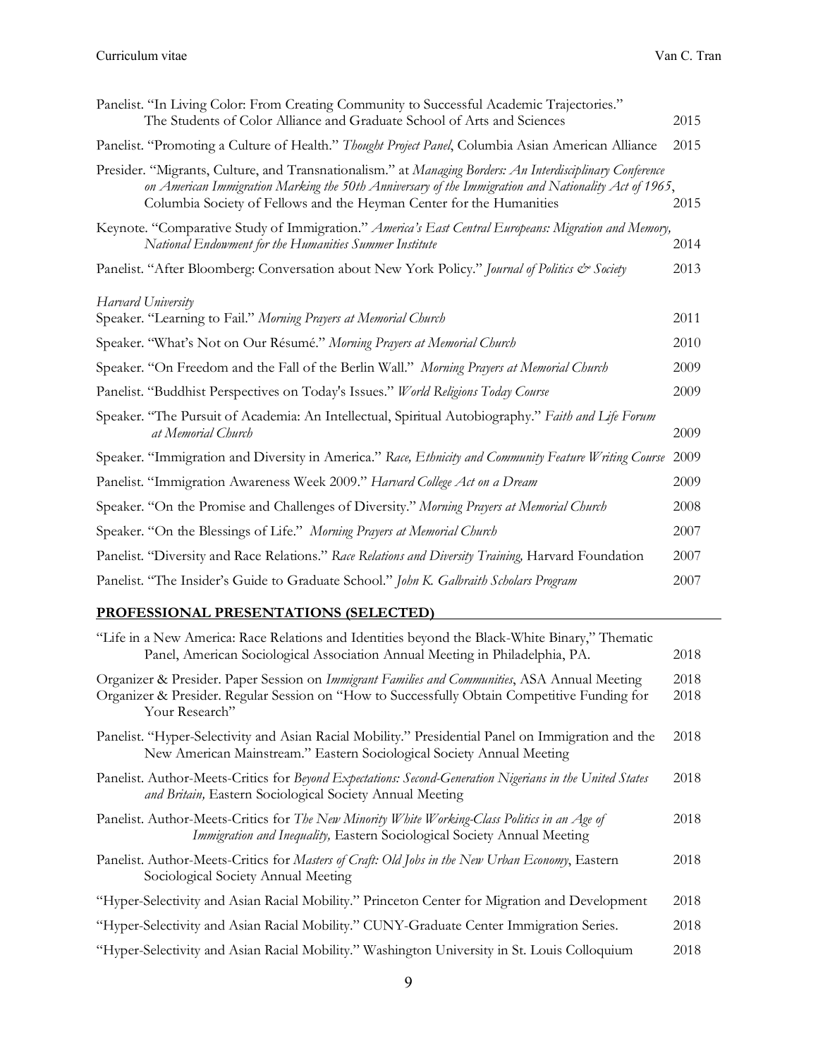Panelist. "In Living Color: From Creating Community to Successful Academic Trajectories." The Students of Color Alliance and Graduate School of Arts and Sciences 2015

Panelist. "Promoting a Culture of Health." *Thought Project Panel*, Columbia Asian American Alliance 2015

Presider. "Migrants, Culture, and Transnationalism." at *Managing Borders: An Interdisciplinary Conference on American Immigration Marking the 50th Anniversary of the Immigration and Nationality Act of 1965*, Columbia Society of Fellows and the Heyman Center for the Humanities 2015

Keynote. "Comparative Study of Immigration." *America's East Central Europeans: Migration and Memory, National Endowment for the Humanities Summer Institute* 2014

Panelist. "After Bloomberg: Conversation about New York Policy." *Journal of Politics & Society* 2013

*Harvard University*

Speaker. "Learning to Fail." *Morning Prayers at Memorial Church* 2011

Speaker. "What's Not on Our Résumé." *Morning Prayers at Memorial Church* 2010

Speaker. "On Freedom and the Fall of the Berlin Wall." *Morning Prayers at Memorial Church* 2009

Panelist. "Buddhist Perspectives on Today's Issues." *World Religions Today Course* 2009

Speaker. "The Pursuit of Academia: An Intellectual, Spiritual Autobiography." *Faith and Life Forum at Memorial Church* 2009

Speaker. "Immigration and Diversity in America." *Race, Ethnicity and Community Feature Writing Course* 2009

Panelist. "Immigration Awareness Week 2009." *Harvard College Act on a Dream* 2009

Speaker. "On the Promise and Challenges of Diversity." *Morning Prayers at Memorial Church* 2008

Speaker. "On the Blessings of Life." *Morning Prayers at Memorial Church* 2007

Panelist. "Diversity and Race Relations." *Race Relations and Diversity Training,* Harvard Foundation 2007

Panelist. "The Insider's Guide to Graduate School." *John K. Galbraith Scholars Program* 2007

## PROFESSIONAL PRESENTATIONS (SELECTED)

"Life in a New America: Race Relations and Identities beyond the Black-White Binary," Thematic Panel, American Sociological Association Annual Meeting in Philadelphia, PA. 2018

Organizer & Presider. Paper Session on *Immigrant Families and Communities*, ASA Annual Meeting 2018

Organizer & Presider. Regular Session on "How to Successfully Obtain Competitive Funding for Your Research" 2018

Panelist. "Hyper-Selectivity and Asian Racial Mobility." Presidential Panel on Immigration and the New American Mainstream." Eastern Sociological Society Annual Meeting 2018

Panelist. Author-Meets-Critics for *Beyond Expectations: Second-Generation Nigerians in the United States and Britain,* Eastern Sociological Society Annual Meeting 2018

Panelist. Author-Meets-Critics for *The New Minority White Working-Class Politics in an Age of Immigration and Inequality,* Eastern Sociological Society Annual Meeting 2018

Panelist. Author-Meets-Critics for *Masters of Craft: Old Jobs in the New Urban Economy*, Eastern Sociological Society Annual Meeting 2018

"Hyper-Selectivity and Asian Racial Mobility." Princeton Center for Migration and Development 2018

"Hyper-Selectivity and Asian Racial Mobility." CUNY-Graduate Center Immigration Series. 2018

"Hyper-Selectivity and Asian Racial Mobility." Washington University in St. Louis Colloquium 2018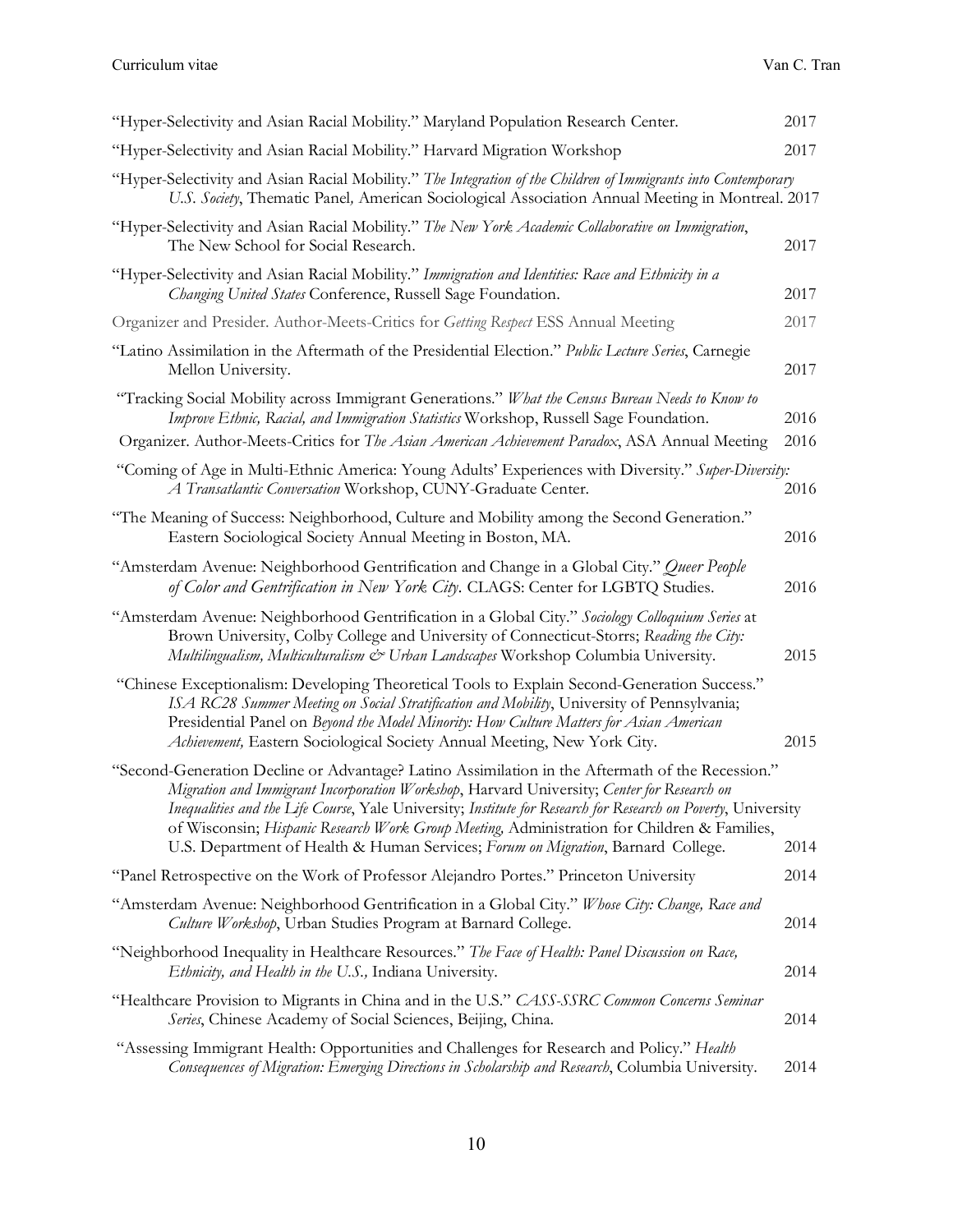"Hyper-Selectivity and Asian Racial Mobility." Maryland Population Research Center. 2017

"Hyper-Selectivity and Asian Racial Mobility." Harvard Migration Workshop 2017

"Hyper-Selectivity and Asian Racial Mobility." *The Integration of the Children of Immigrants into Contemporary U.S. Society*, Thematic Panel*,* American Sociological Association Annual Meeting in Montreal. 2017

"Hyper-Selectivity and Asian Racial Mobility." *The New York Academic Collaborative on Immigration*, The New School for Social Research. 2017

"Hyper-Selectivity and Asian Racial Mobility." *Immigration and Identities: Race and Ethnicity in a Changing United States* Conference, Russell Sage Foundation. 2017

Organizer and Presider. Author-Meets-Critics for *Getting Respect* ESS Annual Meeting 2017

"Latino Assimilation in the Aftermath of the Presidential Election." *Public Lecture Series*, Carnegie Mellon University. 2017

"Tracking Social Mobility across Immigrant Generations." *What the Census Bureau Needs to Know to Improve Ethnic, Racial, and Immigration Statistics* Workshop, Russell Sage Foundation. 2016

Organizer. Author-Meets-Critics for *The Asian American Achievement Paradox*, ASA Annual Meeting 2016

"Coming of Age in Multi-Ethnic America: Young Adults' Experiences with Diversity." *Super-Diversity: A Transatlantic Conversation* Workshop, CUNY-Graduate Center. 2016

"The Meaning of Success: Neighborhood, Culture and Mobility among the Second Generation." Eastern Sociological Society Annual Meeting in Boston, MA. 2016

"Amsterdam Avenue: Neighborhood Gentrification and Change in a Global City." *Queer People of Color and Gentrification in New York City*. CLAGS: Center for LGBTQ Studies. 2016

"Amsterdam Avenue: Neighborhood Gentrification in a Global City." *Sociology Colloquium Series* at Brown University, Colby College and University of Connecticut-Storrs; *Reading the City: Multilingualism, Multiculturalism & Urban Landscapes* Workshop Columbia University. 2015

"Chinese Exceptionalism: Developing Theoretical Tools to Explain Second-Generation Success." *ISA RC28 Summer Meeting on Social Stratification and Mobility*, University of Pennsylvania; Presidential Panel on *Beyond the Model Minority: How Culture Matters for Asian American Achievement,* Eastern Sociological Society Annual Meeting, New York City. 2015

"Second-Generation Decline or Advantage? Latino Assimilation in the Aftermath of the Recession." *Migration and Immigrant Incorporation Workshop*, Harvard University; *Center for Research on Inequalities and the Life Course*, Yale University; *Institute for Research for Research on Poverty*, University of Wisconsin; *Hispanic Research Work Group Meeting,* Administration for Children & Families, U.S. Department of Health & Human Services; *Forum on Migration*, Barnard College. 2014

"Panel Retrospective on the Work of Professor Alejandro Portes." Princeton University 2014

"Amsterdam Avenue: Neighborhood Gentrification in a Global City." *Whose City: Change, Race and Culture Workshop*, Urban Studies Program at Barnard College. 2014

"Neighborhood Inequality in Healthcare Resources." *The Face of Health: Panel Discussion on Race, Ethnicity, and Health in the U.S.,* Indiana University. 2014

"Healthcare Provision to Migrants in China and in the U.S." *CASS-SSRC Common Concerns Seminar Series*, Chinese Academy of Social Sciences, Beijing, China. 2014

"Assessing Immigrant Health: Opportunities and Challenges for Research and Policy." *Health Consequences of Migration: Emerging Directions in Scholarship and Research*, Columbia University. 2014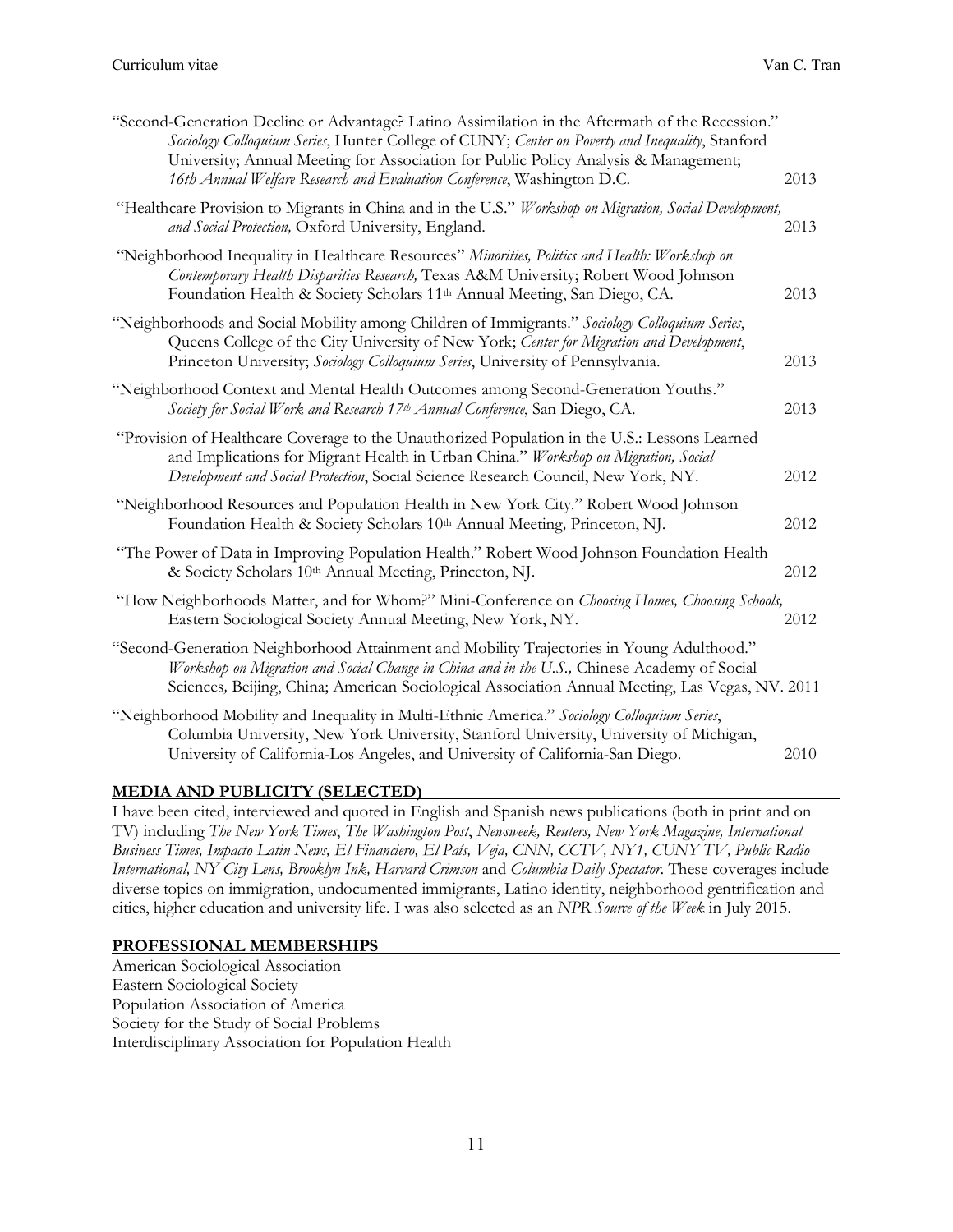"Second-Generation Decline or Advantage? Latino Assimilation in the Aftermath of the Recession." *Sociology Colloquium Series*, Hunter College of CUNY; *Center on Poverty and Inequality*, Stanford University; Annual Meeting for Association for Public Policy Analysis & Management; *16th Annual Welfare Research and Evaluation Conference*, Washington D.C. 2013

"Healthcare Provision to Migrants in China and in the U.S." *Workshop on Migration, Social Development, and Social Protection,* Oxford University, England. 2013

"Neighborhood Inequality in Healthcare Resources" *Minorities, Politics and Health: Workshop on Contemporary Health Disparities Research,* Texas A&M University; Robert Wood Johnson Foundation Health & Society Scholars 11th Annual Meeting, San Diego, CA. 2013

"Neighborhoods and Social Mobility among Children of Immigrants." *Sociology Colloquium Series*, Queens College of the City University of New York; *Center for Migration and Development*, Princeton University; *Sociology Colloquium Series*, University of Pennsylvania. 2013

"Neighborhood Context and Mental Health Outcomes among Second-Generation Youths." *Society for Social Work and Research 17th Annual Conference*, San Diego, CA. 2013

"Provision of Healthcare Coverage to the Unauthorized Population in the U.S.: Lessons Learned and Implications for Migrant Health in Urban China." *Workshop on Migration, Social Development and Social Protection*, Social Science Research Council, New York, NY. 2012

"Neighborhood Resources and Population Health in New York City." Robert Wood Johnson Foundation Health & Society Scholars 10th Annual Meeting, Princeton, NJ. 2012

"The Power of Data in Improving Population Health." Robert Wood Johnson Foundation Health & Society Scholars 10th Annual Meeting, Princeton, NJ. 2012

"How Neighborhoods Matter, and for Whom?" Mini-Conference on *Choosing Homes, Choosing Schools,* Eastern Sociological Society Annual Meeting, New York, NY. 2012

"Second-Generation Neighborhood Attainment and Mobility Trajectories in Young Adulthood." *Workshop on Migration and Social Change in China and in the U.S.,* Chinese Academy of Social Sciences, Beijing, China; American Sociological Association Annual Meeting, Las Vegas, NV. 2011

"Neighborhood Mobility and Inequality in Multi-Ethnic America." *Sociology Colloquium Series*, Columbia University, New York University, Stanford University, University of Michigan, University of California-Los Angeles, and University of California-San Diego. 2010

## MEDIA AND PUBLICITY (SELECTED)

I have been cited, interviewed and quoted in English and Spanish news publications (both in print and on TV) including *The New York Times*, *The Washington Post*, *Newsweek, Reuters, New York Magazine, International Business Times, Impacto Latin News, El Financiero, El País, Veja, CNN, CCTV, NY1, CUNY TV, Public Radio International, NY City Lens, Brooklyn Ink, Harvard Crimson* and *Columbia Daily Spectator*. These coverages include diverse topics on immigration, undocumented immigrants, Latino identity, neighborhood gentrification and cities, higher education and university life. I was also selected as an *NPR Source of the Week* in July 2015.

## PROFESSIONAL MEMBERSHIPS

American Sociological Association
Eastern Sociological Society
Population Association of America
Society for the Study of Social Problems
Interdisciplinary Association for Population Health